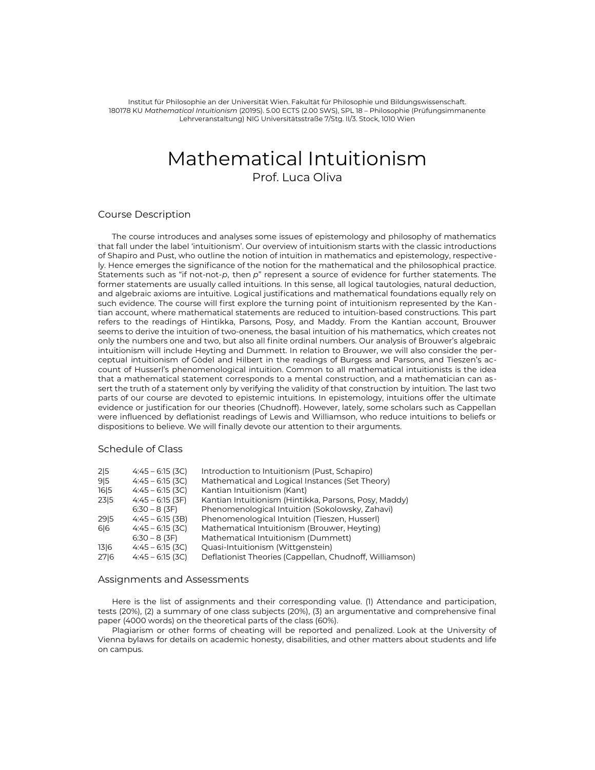Institut für Philosophie an der Universität Wien. Fakultät für Philosophie und Bildungswissenschaft.
180178 KU *Mathematical Intuitionism* (2019S). 5.00 ECTS (2.00 SWS), SPL 18 – Philosophie (Prüfungsimmanente Lehrveranstaltung) NIG Universitätsstraße 7/Stg. II/3. Stock, 1010 Wien

# Mathematical Intuitionism

Prof. Luca Oliva

## Course Description

The course introduces and analyses some issues of epistemology and philosophy of mathematics that fall under the label 'intuitionism'. Our overview of intuitionism starts with the classic introductions of Shapiro and Pust, who outline the notion of intuition in mathematics and epistemology, respectively. Hence emerges the significance of the notion for the mathematical and the philosophical practice. Statements such as "if not-not-*p*, then *p*" represent a source of evidence for further statements. The former statements are usually called intuitions. In this sense, all logical tautologies, natural deduction, and algebraic axioms are intuitive. Logical justifications and mathematical foundations equally rely on such evidence. The course will first explore the turning point of intuitionism represented by the Kantian account, where mathematical statements are reduced to intuition-based constructions. This part refers to the readings of Hintikka, Parsons, Posy, and Maddy. From the Kantian account, Brouwer seems to derive the intuition of two-oneness, the basal intuition of his mathematics, which creates not only the numbers one and two, but also all finite ordinal numbers. Our analysis of Brouwer's algebraic intuitionism will include Heyting and Dummett. In relation to Brouwer, we will also consider the perceptual intuitionism of Gödel and Hilbert in the readings of Burgess and Parsons, and Tieszen's account of Husserl's phenomenological intuition. Common to all mathematical intuitionists is the idea that a mathematical statement corresponds to a mental construction, and a mathematician can assert the truth of a statement only by verifying the validity of that construction by intuition. The last two parts of our course are devoted to epistemic intuitions. In epistemology, intuitions offer the ultimate evidence or justification for our theories (Chudnoff). However, lately, some scholars such as Cappellan were influenced by deflationist readings of Lewis and Williamson, who reduce intuitions to beliefs or dispositions to believe. We will finally devote our attention to their arguments.

## Schedule of Class

| | | |
|---|---|---|
| 2\|5 | 4:45 – 6:15 (3C) | Introduction to Intuitionism (Pust, Schapiro) |
| 9\|5 | 4:45 – 6:15 (3C) | Mathematical and Logical Instances (Set Theory) |
| 16\|5 | 4:45 – 6:15 (3C) | Kantian Intuitionism (Kant) |
| 23\|5 | 4:45 – 6:15 (3F) | Kantian Intuitionism (Hintikka, Parsons, Posy, Maddy) |
| | 6:30 – 8 (3F) | Phenomenological Intuition (Sokolowsky, Zahavi) |
| 29\|5 | 4:45 – 6:15 (3B) | Phenomenological Intuition (Tieszen, Husserl) |
| 6\|6 | 4:45 – 6:15 (3C) | Mathematical Intuitionism (Brouwer, Heyting) |
| | 6:30 – 8 (3F) | Mathematical Intuitionism (Dummett) |
| 13\|6 | 4:45 – 6:15 (3C) | Quasi-Intuitionism (Wittgenstein) |
| 27\|6 | 4:45 – 6:15 (3C) | Deflationist Theories (Cappellan, Chudnoff, Williamson) |

## Assignments and Assessments

Here is the list of assignments and their corresponding value. (1) Attendance and participation, tests (20%), (2) a summary of one class subjects (20%), (3) an argumentative and comprehensive final paper (4000 words) on the theoretical parts of the class (60%).

Plagiarism or other forms of cheating will be reported and penalized. Look at the University of Vienna bylaws for details on academic honesty, disabilities, and other matters about students and life on campus.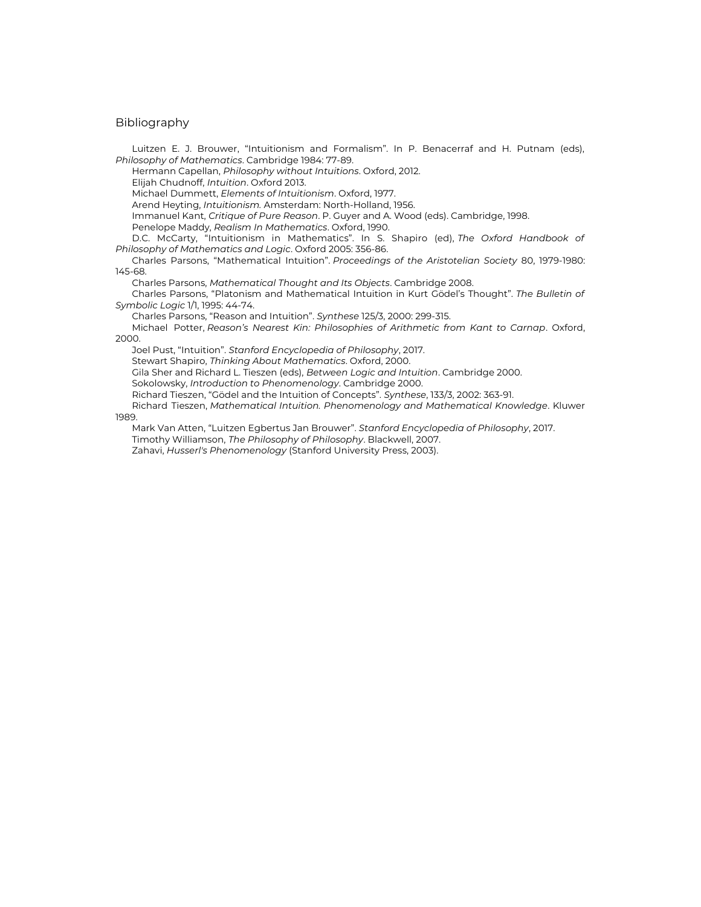## Bibliography

Luitzen E. J. Brouwer, “Intuitionism and Formalism”. In P. Benacerraf and H. Putnam (eds), *Philosophy of Mathematics*. Cambridge 1984: 77-89.

Hermann Capellan, *Philosophy without Intuitions*. Oxford, 2012.

Elijah Chudnoff, *Intuition*. Oxford 2013.

Michael Dummett, *Elements of Intuitionism*. Oxford, 1977.

Arend Heyting, *Intuitionism.* Amsterdam: North-Holland, 1956.

Immanuel Kant, *Critique of Pure Reason*. P. Guyer and A. Wood (eds). Cambridge, 1998.

Penelope Maddy, *Realism In Mathematics*. Oxford, 1990.

D.C. McCarty, “Intuitionism in Mathematics”. In S. Shapiro (ed), *The Oxford Handbook of Philosophy of Mathematics and Logic*. Oxford 2005: 356-86.

Charles Parsons, “Mathematical Intuition”. *Proceedings of the Aristotelian Society* 80, 1979-1980: 145-68.

Charles Parsons, *Mathematical Thought and Its Objects*. Cambridge 2008.

Charles Parsons, “Platonism and Mathematical Intuition in Kurt Gödel’s Thought”. *The Bulletin of Symbolic Logic* 1/1, 1995: 44-74.

Charles Parsons, “Reason and Intuition”. *Synthese* 125/3, 2000: 299-315.

Michael Potter, *Reason’s Nearest Kin: Philosophies of Arithmetic from Kant to Carnap*. Oxford, 2000.

Joel Pust, “Intuition”. *Stanford Encyclopedia of Philosophy*, 2017.

Stewart Shapiro, *Thinking About Mathematics*. Oxford, 2000.

Gila Sher and Richard L. Tieszen (eds), *Between Logic and Intuition*. Cambridge 2000.

Sokolowsky, *Introduction to Phenomenology*. Cambridge 2000.

Richard Tieszen, “Gödel and the Intuition of Concepts”. *Synthese*, 133/3, 2002: 363-91.

Richard Tieszen, *Mathematical Intuition. Phenomenology and Mathematical Knowledge*. Kluwer 1989.

Mark Van Atten, “Luitzen Egbertus Jan Brouwer”. *Stanford Encyclopedia of Philosophy*, 2017.

Timothy Williamson, *The Philosophy of Philosophy*. Blackwell, 2007.

Zahavi, *Husserl’s Phenomenology* (Stanford University Press, 2003).